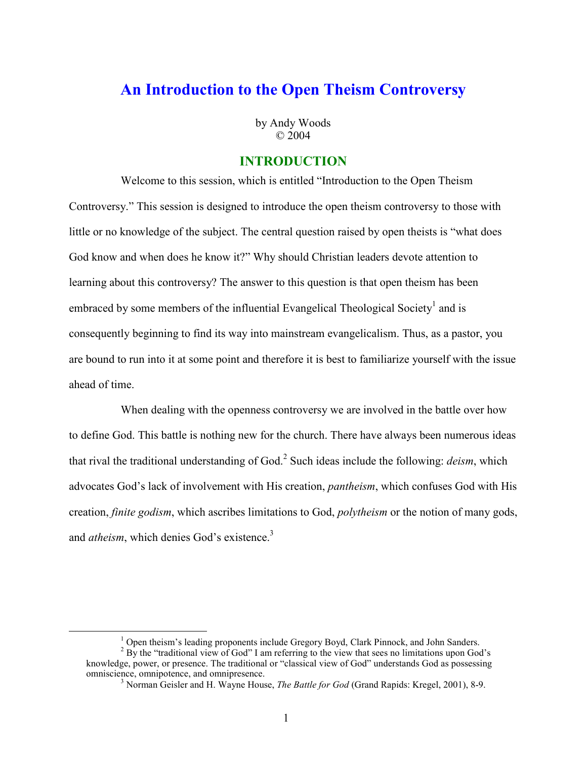# An Introduction to the Open Theism Controversy

by Andy Woods
© 2004

## INTRODUCTION

Welcome to this session, which is entitled "Introduction to the Open Theism Controversy." This session is designed to introduce the open theism controversy to those with little or no knowledge of the subject. The central question raised by open theists is "what does God know and when does he know it?" Why should Christian leaders devote attention to learning about this controversy? The answer to this question is that open theism has been embraced by some members of the influential Evangelical Theological Society[1] and is consequently beginning to find its way into mainstream evangelicalism. Thus, as a pastor, you are bound to run into it at some point and therefore it is best to familiarize yourself with the issue ahead of time.

When dealing with the openness controversy we are involved in the battle over how to define God. This battle is nothing new for the church. There have always been numerous ideas that rival the traditional understanding of God.[2] Such ideas include the following: *deism*, which advocates God's lack of involvement with His creation, *pantheism*, which confuses God with His creation, *finite godism*, which ascribes limitations to God, *polytheism* or the notion of many gods, and *atheism*, which denies God's existence.[3]

---

[1] Open theism's leading proponents include Gregory Boyd, Clark Pinnock, and John Sanders.

[2] By the "traditional view of God" I am referring to the view that sees no limitations upon God's knowledge, power, or presence. The traditional or "classical view of God" understands God as possessing omniscience, omnipotence, and omnipresence.

[3] Norman Geisler and H. Wayne House, *The Battle for God* (Grand Rapids: Kregel, 2001), 8-9.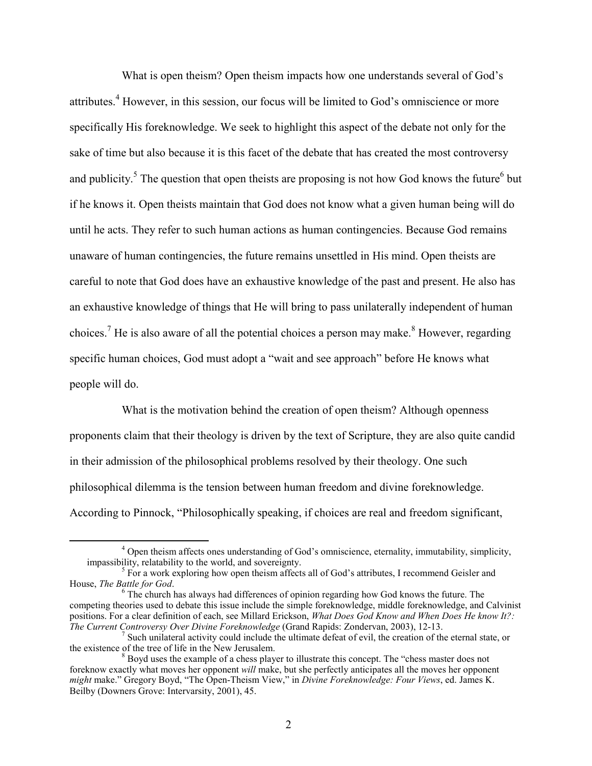What is open theism? Open theism impacts how one understands several of God's attributes.[4] However, in this session, our focus will be limited to God's omniscience or more specifically His foreknowledge. We seek to highlight this aspect of the debate not only for the sake of time but also because it is this facet of the debate that has created the most controversy and publicity.[5] The question that open theists are proposing is not how God knows the future[6] but if he knows it. Open theists maintain that God does not know what a given human being will do until he acts. They refer to such human actions as human contingencies. Because God remains unaware of human contingencies, the future remains unsettled in His mind. Open theists are careful to note that God does have an exhaustive knowledge of the past and present. He also has an exhaustive knowledge of things that He will bring to pass unilaterally independent of human choices.[7] He is also aware of all the potential choices a person may make.[8] However, regarding specific human choices, God must adopt a "wait and see approach" before He knows what people will do.

What is the motivation behind the creation of open theism? Although openness proponents claim that their theology is driven by the text of Scripture, they are also quite candid in their admission of the philosophical problems resolved by their theology. One such philosophical dilemma is the tension between human freedom and divine foreknowledge. According to Pinnock, "Philosophically speaking, if choices are real and freedom significant,

---

[4] Open theism affects ones understanding of God's omniscience, eternality, immutability, simplicity, impassibility, relatability to the world, and sovereignty.

[5] For a work exploring how open theism affects all of God's attributes, I recommend Geisler and House, *The Battle for God*.

[6] The church has always had differences of opinion regarding how God knows the future. The competing theories used to debate this issue include the simple foreknowledge, middle foreknowledge, and Calvinist positions. For a clear definition of each, see Millard Erickson, *What Does God Know and When Does He know It?: The Current Controversy Over Divine Foreknowledge* (Grand Rapids: Zondervan, 2003), 12-13.

[7] Such unilateral activity could include the ultimate defeat of evil, the creation of the eternal state, or the existence of the tree of life in the New Jerusalem.

[8] Boyd uses the example of a chess player to illustrate this concept. The "chess master does not foreknow exactly what moves her opponent *will* make, but she perfectly anticipates all the moves her opponent *might* make." Gregory Boyd, "The Open-Theism View," in *Divine Foreknowledge: Four Views*, ed. James K. Beilby (Downers Grove: Intervarsity, 2001), 45.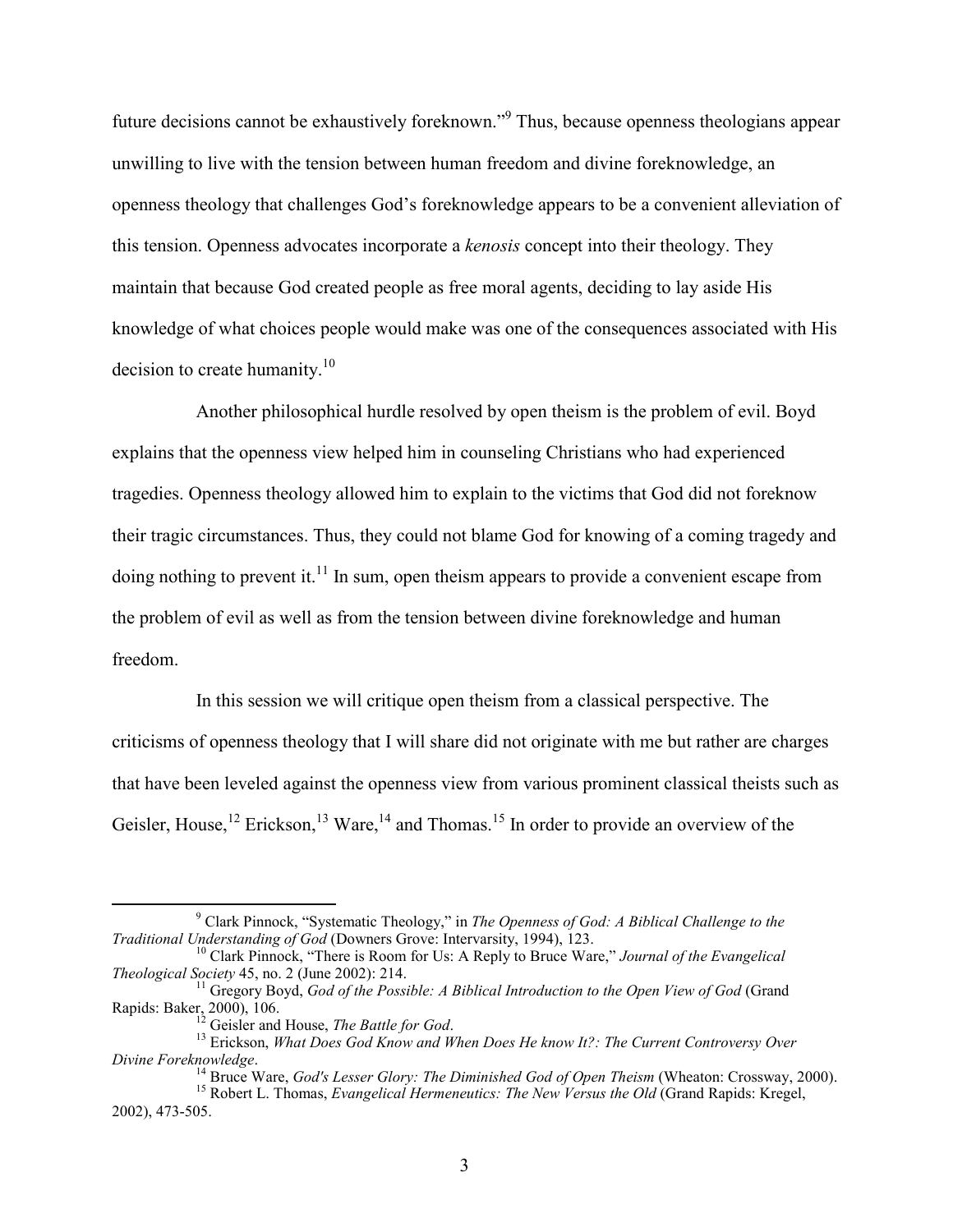future decisions cannot be exhaustively foreknown."[9] Thus, because openness theologians appear unwilling to live with the tension between human freedom and divine foreknowledge, an openness theology that challenges God's foreknowledge appears to be a convenient alleviation of this tension. Openness advocates incorporate a *kenosis* concept into their theology. They maintain that because God created people as free moral agents, deciding to lay aside His knowledge of what choices people would make was one of the consequences associated with His decision to create humanity.[10]

Another philosophical hurdle resolved by open theism is the problem of evil. Boyd explains that the openness view helped him in counseling Christians who had experienced tragedies. Openness theology allowed him to explain to the victims that God did not foreknow their tragic circumstances. Thus, they could not blame God for knowing of a coming tragedy and doing nothing to prevent it.[11] In sum, open theism appears to provide a convenient escape from the problem of evil as well as from the tension between divine foreknowledge and human freedom.

In this session we will critique open theism from a classical perspective. The criticisms of openness theology that I will share did not originate with me but rather are charges that have been leveled against the openness view from various prominent classical theists such as Geisler, House,[12] Erickson,[13] Ware,[14] and Thomas.[15] In order to provide an overview of the

---

[9] Clark Pinnock, "Systematic Theology," in *The Openness of God: A Biblical Challenge to the Traditional Understanding of God* (Downers Grove: Intervarsity, 1994), 123.

[10] Clark Pinnock, "There is Room for Us: A Reply to Bruce Ware," *Journal of the Evangelical Theological Society* 45, no. 2 (June 2002): 214.

[11] Gregory Boyd, *God of the Possible: A Biblical Introduction to the Open View of God* (Grand Rapids: Baker, 2000), 106.

[12] Geisler and House, *The Battle for God*.

[13] Erickson, *What Does God Know and When Does He know It?: The Current Controversy Over Divine Foreknowledge*.

[14] Bruce Ware, *God's Lesser Glory: The Diminished God of Open Theism* (Wheaton: Crossway, 2000).

[15] Robert L. Thomas, *Evangelical Hermeneutics: The New Versus the Old* (Grand Rapids: Kregel, 2002), 473-505.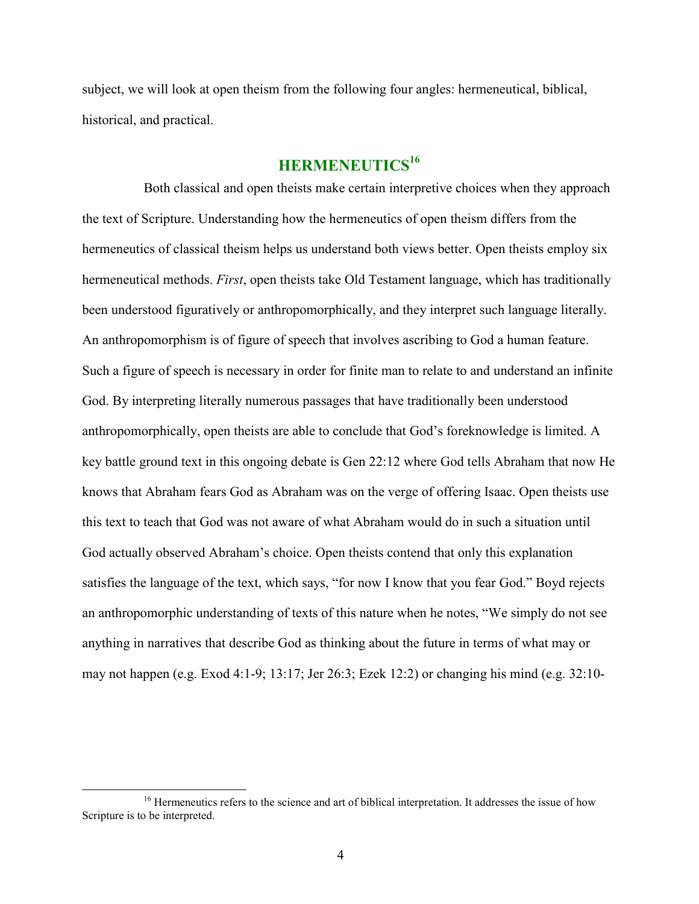subject, we will look at open theism from the following four angles: hermeneutical, biblical, historical, and practical.

## HERMENEUTICS[16]

Both classical and open theists make certain interpretive choices when they approach the text of Scripture. Understanding how the hermeneutics of open theism differs from the hermeneutics of classical theism helps us understand both views better. Open theists employ six hermeneutical methods. *First*, open theists take Old Testament language, which has traditionally been understood figuratively or anthropomorphically, and they interpret such language literally. An anthropomorphism is of figure of speech that involves ascribing to God a human feature. Such a figure of speech is necessary in order for finite man to relate to and understand an infinite God. By interpreting literally numerous passages that have traditionally been understood anthropomorphically, open theists are able to conclude that God's foreknowledge is limited. A key battle ground text in this ongoing debate is Gen 22:12 where God tells Abraham that now He knows that Abraham fears God as Abraham was on the verge of offering Isaac. Open theists use this text to teach that God was not aware of what Abraham would do in such a situation until God actually observed Abraham's choice. Open theists contend that only this explanation satisfies the language of the text, which says, "for now I know that you fear God." Boyd rejects an anthropomorphic understanding of texts of this nature when he notes, "We simply do not see anything in narratives that describe God as thinking about the future in terms of what may or may not happen (e.g. Exod 4:1-9; 13:17; Jer 26:3; Ezek 12:2) or changing his mind (e.g. 32:10-

---

[16] Hermeneutics refers to the science and art of biblical interpretation. It addresses the issue of how Scripture is to be interpreted.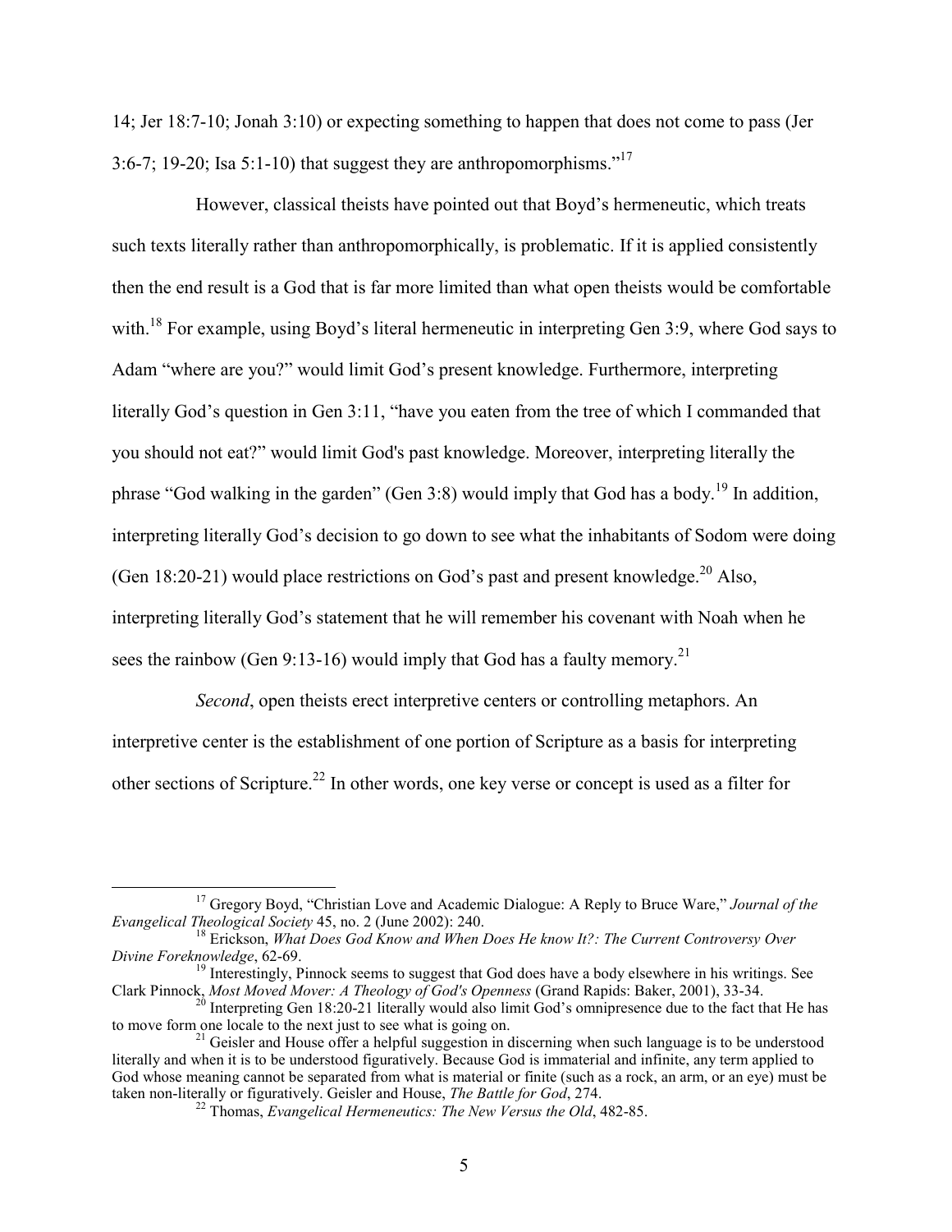14; Jer 18:7-10; Jonah 3:10) or expecting something to happen that does not come to pass (Jer 3:6-7; 19-20; Isa 5:1-10) that suggest they are anthropomorphisms."[17]

However, classical theists have pointed out that Boyd's hermeneutic, which treats such texts literally rather than anthropomorphically, is problematic. If it is applied consistently then the end result is a God that is far more limited than what open theists would be comfortable with.[18] For example, using Boyd's literal hermeneutic in interpreting Gen 3:9, where God says to Adam "where are you?" would limit God's present knowledge. Furthermore, interpreting literally God's question in Gen 3:11, "have you eaten from the tree of which I commanded that you should not eat?" would limit God's past knowledge. Moreover, interpreting literally the phrase "God walking in the garden" (Gen 3:8) would imply that God has a body.[19] In addition, interpreting literally God's decision to go down to see what the inhabitants of Sodom were doing (Gen 18:20-21) would place restrictions on God's past and present knowledge.[20] Also, interpreting literally God's statement that he will remember his covenant with Noah when he sees the rainbow (Gen 9:13-16) would imply that God has a faulty memory.[21]

*Second*, open theists erect interpretive centers or controlling metaphors. An interpretive center is the establishment of one portion of Scripture as a basis for interpreting other sections of Scripture.[22] In other words, one key verse or concept is used as a filter for

---

[17] Gregory Boyd, "Christian Love and Academic Dialogue: A Reply to Bruce Ware," *Journal of the Evangelical Theological Society* 45, no. 2 (June 2002): 240.

[18] Erickson, *What Does God Know and When Does He know It?: The Current Controversy Over Divine Foreknowledge*, 62-69.

[19] Interestingly, Pinnock seems to suggest that God does have a body elsewhere in his writings. See Clark Pinnock, *Most Moved Mover: A Theology of God's Openness* (Grand Rapids: Baker, 2001), 33-34.

[20] Interpreting Gen 18:20-21 literally would also limit God's omnipresence due to the fact that He has to move form one locale to the next just to see what is going on.

[21] Geisler and House offer a helpful suggestion in discerning when such language is to be understood literally and when it is to be understood figuratively. Because God is immaterial and infinite, any term applied to God whose meaning cannot be separated from what is material or finite (such as a rock, an arm, or an eye) must be taken non-literally or figuratively. Geisler and House, *The Battle for God*, 274.

[22] Thomas, *Evangelical Hermeneutics: The New Versus the Old*, 482-85.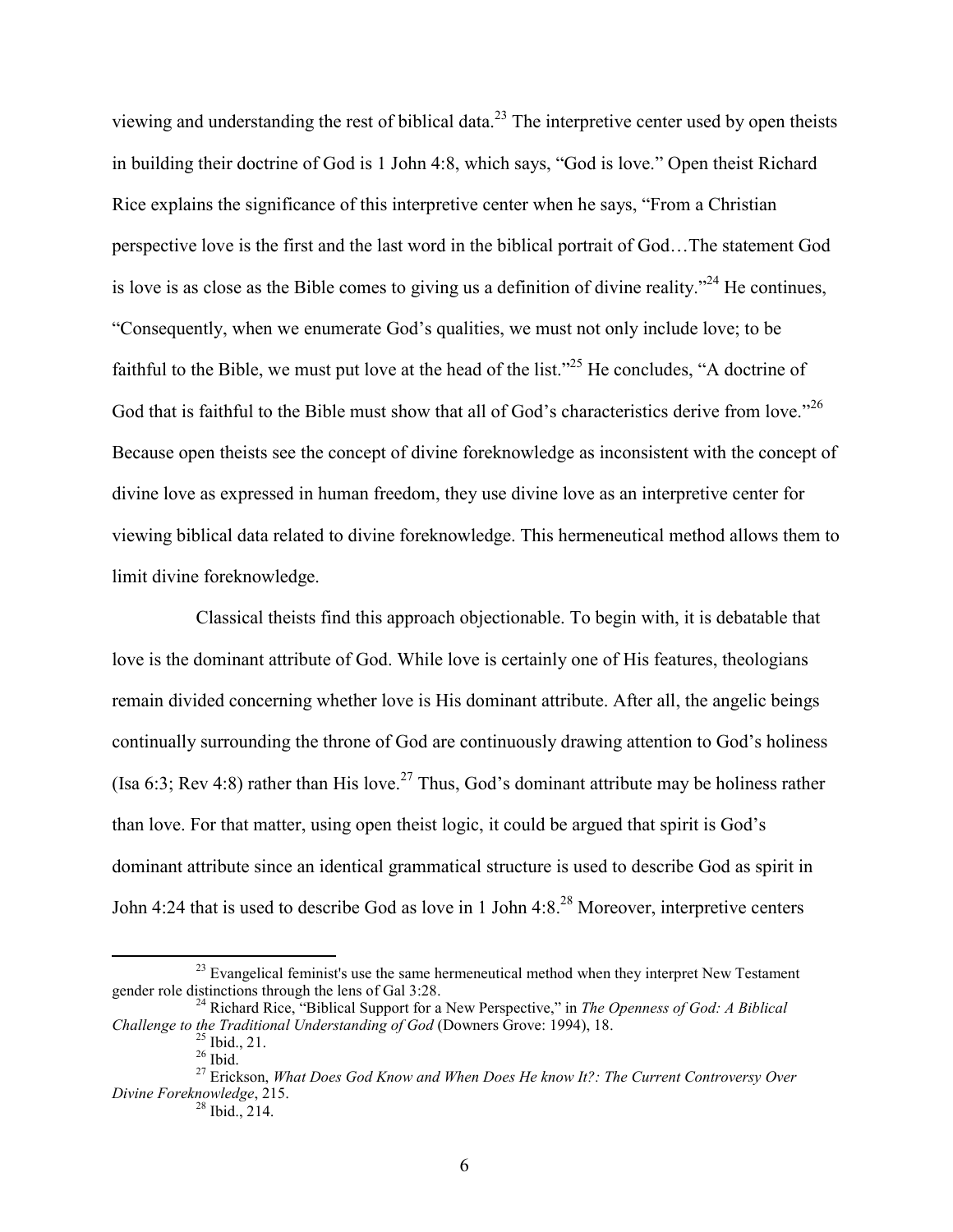viewing and understanding the rest of biblical data.[23] The interpretive center used by open theists in building their doctrine of God is 1 John 4:8, which says, "God is love." Open theist Richard Rice explains the significance of this interpretive center when he says, "From a Christian perspective love is the first and the last word in the biblical portrait of God…The statement God is love is as close as the Bible comes to giving us a definition of divine reality."[24] He continues, "Consequently, when we enumerate God's qualities, we must not only include love; to be faithful to the Bible, we must put love at the head of the list."[25] He concludes, "A doctrine of God that is faithful to the Bible must show that all of God's characteristics derive from love."[26] Because open theists see the concept of divine foreknowledge as inconsistent with the concept of divine love as expressed in human freedom, they use divine love as an interpretive center for viewing biblical data related to divine foreknowledge. This hermeneutical method allows them to limit divine foreknowledge.

Classical theists find this approach objectionable. To begin with, it is debatable that love is the dominant attribute of God. While love is certainly one of His features, theologians remain divided concerning whether love is His dominant attribute. After all, the angelic beings continually surrounding the throne of God are continuously drawing attention to God's holiness (Isa 6:3; Rev 4:8) rather than His love.[27] Thus, God's dominant attribute may be holiness rather than love. For that matter, using open theist logic, it could be argued that spirit is God's dominant attribute since an identical grammatical structure is used to describe God as spirit in John 4:24 that is used to describe God as love in 1 John 4:8.[28] Moreover, interpretive centers

---

[23] Evangelical feminist's use the same hermeneutical method when they interpret New Testament gender role distinctions through the lens of Gal 3:28.

[24] Richard Rice, "Biblical Support for a New Perspective," in *The Openness of God: A Biblical Challenge to the Traditional Understanding of God* (Downers Grove: 1994), 18.

[25] Ibid., 21.

[26] Ibid.

[27] Erickson, *What Does God Know and When Does He know It?: The Current Controversy Over Divine Foreknowledge*, 215.

[28] Ibid., 214.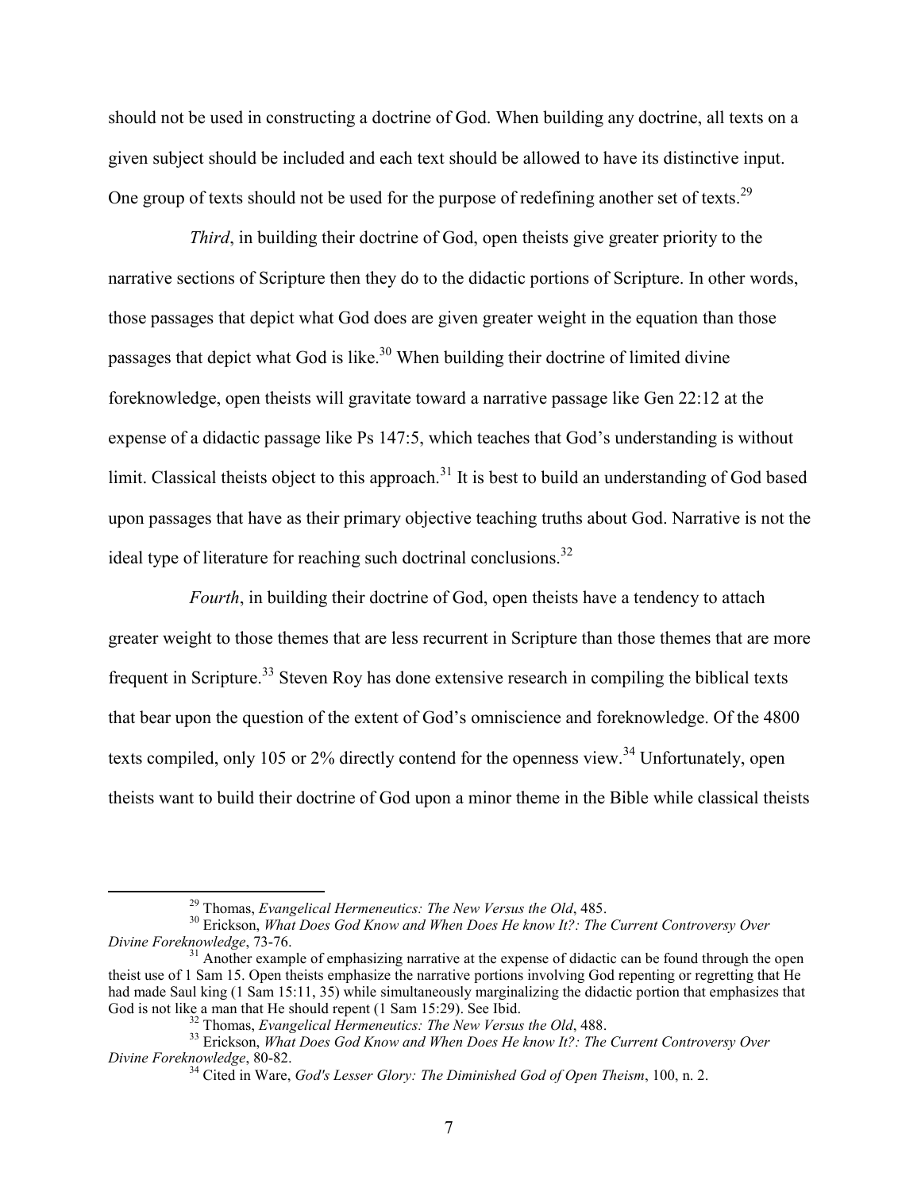should not be used in constructing a doctrine of God. When building any doctrine, all texts on a given subject should be included and each text should be allowed to have its distinctive input. One group of texts should not be used for the purpose of redefining another set of texts.[29]

*Third*, in building their doctrine of God, open theists give greater priority to the narrative sections of Scripture then they do to the didactic portions of Scripture. In other words, those passages that depict what God does are given greater weight in the equation than those passages that depict what God is like.[30] When building their doctrine of limited divine foreknowledge, open theists will gravitate toward a narrative passage like Gen 22:12 at the expense of a didactic passage like Ps 147:5, which teaches that God's understanding is without limit. Classical theists object to this approach.[31] It is best to build an understanding of God based upon passages that have as their primary objective teaching truths about God. Narrative is not the ideal type of literature for reaching such doctrinal conclusions.[32]

*Fourth*, in building their doctrine of God, open theists have a tendency to attach greater weight to those themes that are less recurrent in Scripture than those themes that are more frequent in Scripture.[33] Steven Roy has done extensive research in compiling the biblical texts that bear upon the question of the extent of God's omniscience and foreknowledge. Of the 4800 texts compiled, only 105 or 2% directly contend for the openness view.[34] Unfortunately, open theists want to build their doctrine of God upon a minor theme in the Bible while classical theists

---

[29] Thomas, *Evangelical Hermeneutics: The New Versus the Old*, 485.

[30] Erickson, *What Does God Know and When Does He know It?: The Current Controversy Over Divine Foreknowledge*, 73-76.

[31] Another example of emphasizing narrative at the expense of didactic can be found through the open theist use of 1 Sam 15. Open theists emphasize the narrative portions involving God repenting or regretting that He had made Saul king (1 Sam 15:11, 35) while simultaneously marginalizing the didactic portion that emphasizes that God is not like a man that He should repent (1 Sam 15:29). See Ibid.

[32] Thomas, *Evangelical Hermeneutics: The New Versus the Old*, 488.

[33] Erickson, *What Does God Know and When Does He know It?: The Current Controversy Over Divine Foreknowledge*, 80-82.

[34] Cited in Ware, *God's Lesser Glory: The Diminished God of Open Theism*, 100, n. 2.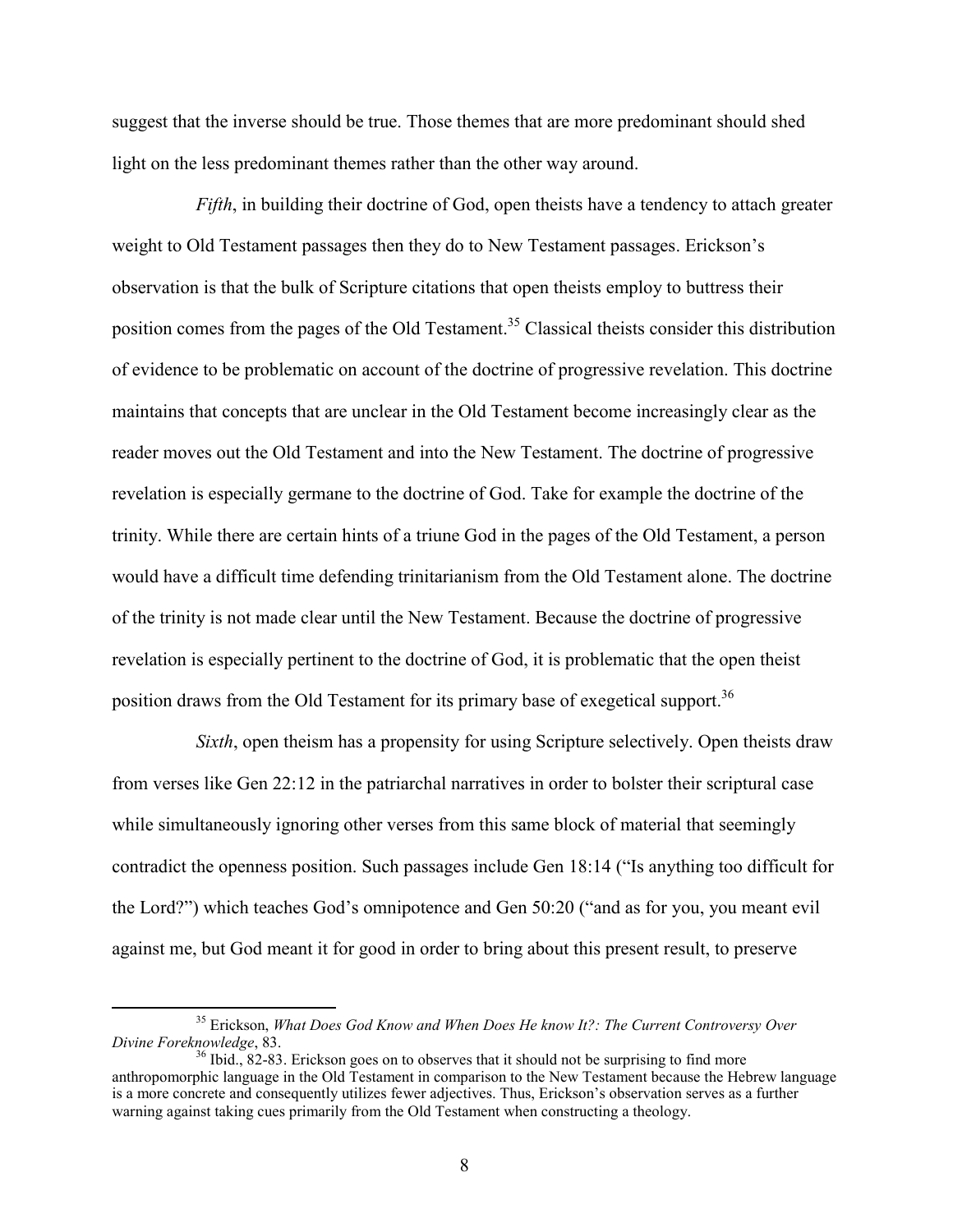suggest that the inverse should be true. Those themes that are more predominant should shed light on the less predominant themes rather than the other way around.

*Fifth*, in building their doctrine of God, open theists have a tendency to attach greater weight to Old Testament passages then they do to New Testament passages. Erickson's observation is that the bulk of Scripture citations that open theists employ to buttress their position comes from the pages of the Old Testament.[35] Classical theists consider this distribution of evidence to be problematic on account of the doctrine of progressive revelation. This doctrine maintains that concepts that are unclear in the Old Testament become increasingly clear as the reader moves out the Old Testament and into the New Testament. The doctrine of progressive revelation is especially germane to the doctrine of God. Take for example the doctrine of the trinity. While there are certain hints of a triune God in the pages of the Old Testament, a person would have a difficult time defending trinitarianism from the Old Testament alone. The doctrine of the trinity is not made clear until the New Testament. Because the doctrine of progressive revelation is especially pertinent to the doctrine of God, it is problematic that the open theist position draws from the Old Testament for its primary base of exegetical support.[36]

*Sixth*, open theism has a propensity for using Scripture selectively. Open theists draw from verses like Gen 22:12 in the patriarchal narratives in order to bolster their scriptural case while simultaneously ignoring other verses from this same block of material that seemingly contradict the openness position. Such passages include Gen 18:14 ("Is anything too difficult for the Lord?") which teaches God's omnipotence and Gen 50:20 ("and as for you, you meant evil against me, but God meant it for good in order to bring about this present result, to preserve

---

[35] Erickson, *What Does God Know and When Does He know It?: The Current Controversy Over Divine Foreknowledge*, 83.

[36] Ibid., 82-83. Erickson goes on to observes that it should not be surprising to find more anthropomorphic language in the Old Testament in comparison to the New Testament because the Hebrew language is a more concrete and consequently utilizes fewer adjectives. Thus, Erickson's observation serves as a further warning against taking cues primarily from the Old Testament when constructing a theology.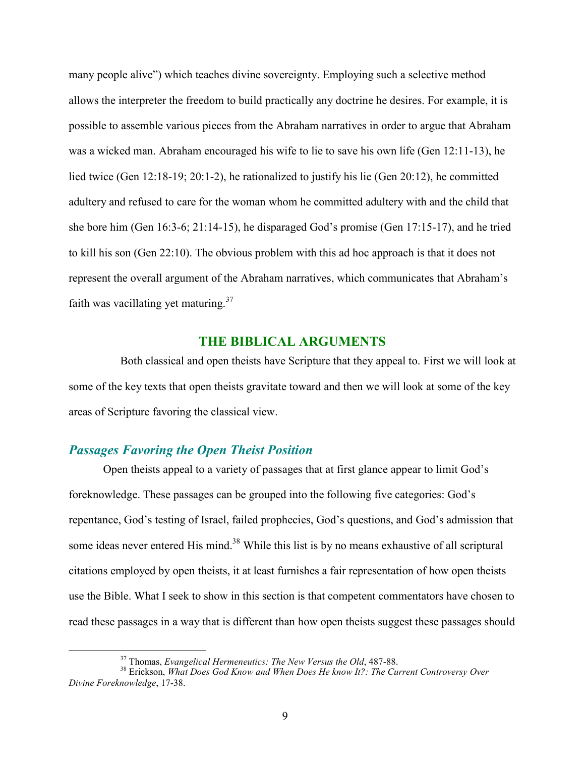many people alive") which teaches divine sovereignty. Employing such a selective method allows the interpreter the freedom to build practically any doctrine he desires. For example, it is possible to assemble various pieces from the Abraham narratives in order to argue that Abraham was a wicked man. Abraham encouraged his wife to lie to save his own life (Gen 12:11-13), he lied twice (Gen 12:18-19; 20:1-2), he rationalized to justify his lie (Gen 20:12), he committed adultery and refused to care for the woman whom he committed adultery with and the child that she bore him (Gen 16:3-6; 21:14-15), he disparaged God's promise (Gen 17:15-17), and he tried to kill his son (Gen 22:10). The obvious problem with this ad hoc approach is that it does not represent the overall argument of the Abraham narratives, which communicates that Abraham's faith was vacillating yet maturing.[37]

## THE BIBLICAL ARGUMENTS

Both classical and open theists have Scripture that they appeal to. First we will look at some of the key texts that open theists gravitate toward and then we will look at some of the key areas of Scripture favoring the classical view.

### *Passages Favoring the Open Theist Position*

Open theists appeal to a variety of passages that at first glance appear to limit God's foreknowledge. These passages can be grouped into the following five categories: God's repentance, God's testing of Israel, failed prophecies, God's questions, and God's admission that some ideas never entered His mind.[38] While this list is by no means exhaustive of all scriptural citations employed by open theists, it at least furnishes a fair representation of how open theists use the Bible. What I seek to show in this section is that competent commentators have chosen to read these passages in a way that is different than how open theists suggest these passages should

---

[37] Thomas, *Evangelical Hermeneutics: The New Versus the Old*, 487-88.

[38] Erickson, *What Does God Know and When Does He know It?: The Current Controversy Over Divine Foreknowledge*, 17-38.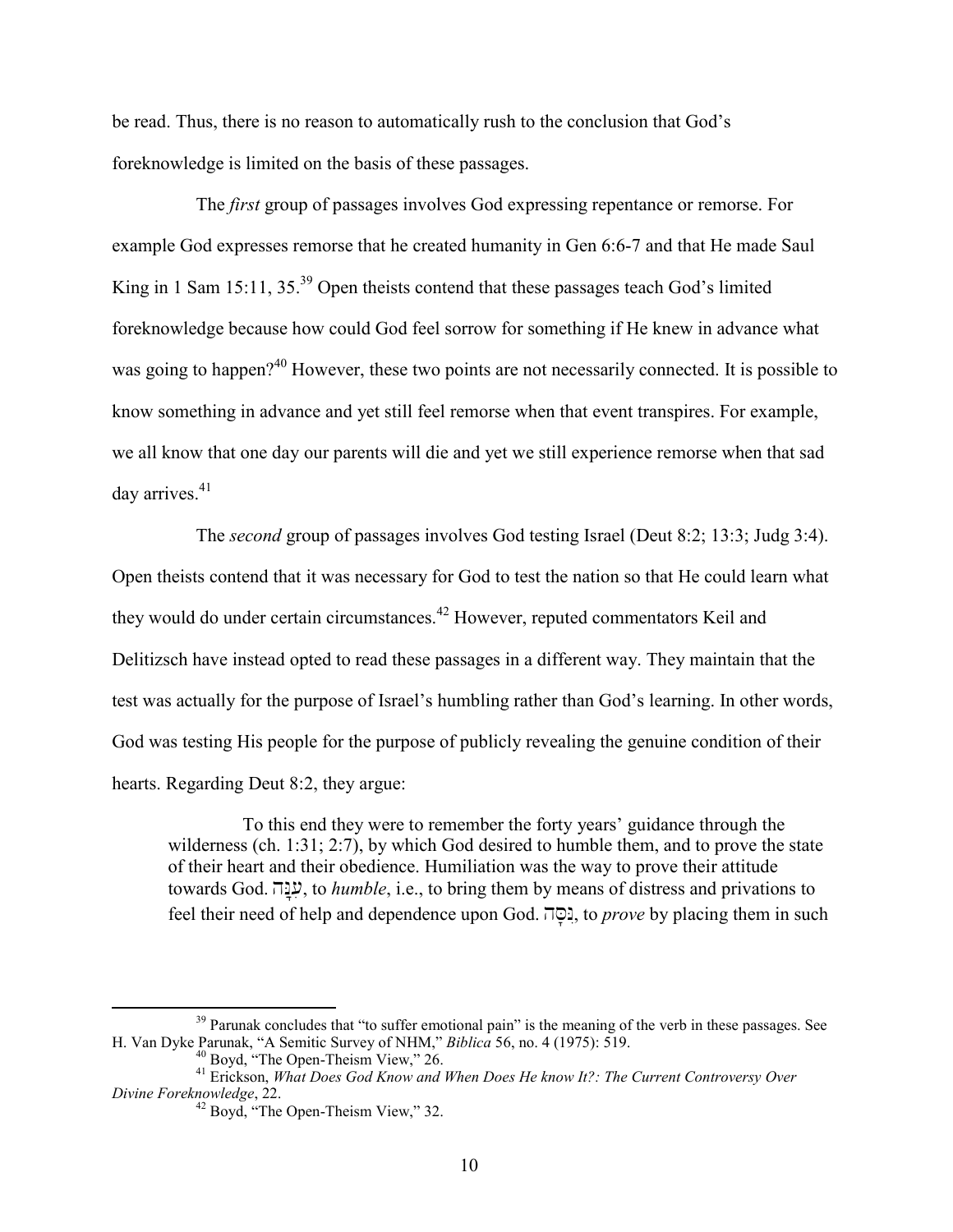be read. Thus, there is no reason to automatically rush to the conclusion that God's foreknowledge is limited on the basis of these passages.

The *first* group of passages involves God expressing repentance or remorse. For example God expresses remorse that he created humanity in Gen 6:6-7 and that He made Saul King in 1 Sam 15:11, 35.[39] Open theists contend that these passages teach God's limited foreknowledge because how could God feel sorrow for something if He knew in advance what was going to happen?[40] However, these two points are not necessarily connected. It is possible to know something in advance and yet still feel remorse when that event transpires. For example, we all know that one day our parents will die and yet we still experience remorse when that sad day arrives.[41]

The *second* group of passages involves God testing Israel (Deut 8:2; 13:3; Judg 3:4). Open theists contend that it was necessary for God to test the nation so that He could learn what they would do under certain circumstances.[42] However, reputed commentators Keil and Delitizsch have instead opted to read these passages in a different way. They maintain that the test was actually for the purpose of Israel's humbling rather than God's learning. In other words, God was testing His people for the purpose of publicly revealing the genuine condition of their hearts. Regarding Deut 8:2, they argue:

> To this end they were to remember the forty years' guidance through the wilderness (ch. 1:31; 2:7), by which God desired to humble them, and to prove the state of their heart and their obedience. Humiliation was the way to prove their attitude towards God. עִנָּה, to *humble*, i.e., to bring them by means of distress and privations to feel their need of help and dependence upon God. נִסָּה, to *prove* by placing them in such

---

[39] Parunak concludes that "to suffer emotional pain" is the meaning of the verb in these passages. See H. Van Dyke Parunak, "A Semitic Survey of NHM," *Biblica* 56, no. 4 (1975): 519.

[40] Boyd, "The Open-Theism View," 26.

[41] Erickson, *What Does God Know and When Does He know It?: The Current Controversy Over Divine Foreknowledge*, 22.

[42] Boyd, "The Open-Theism View," 32.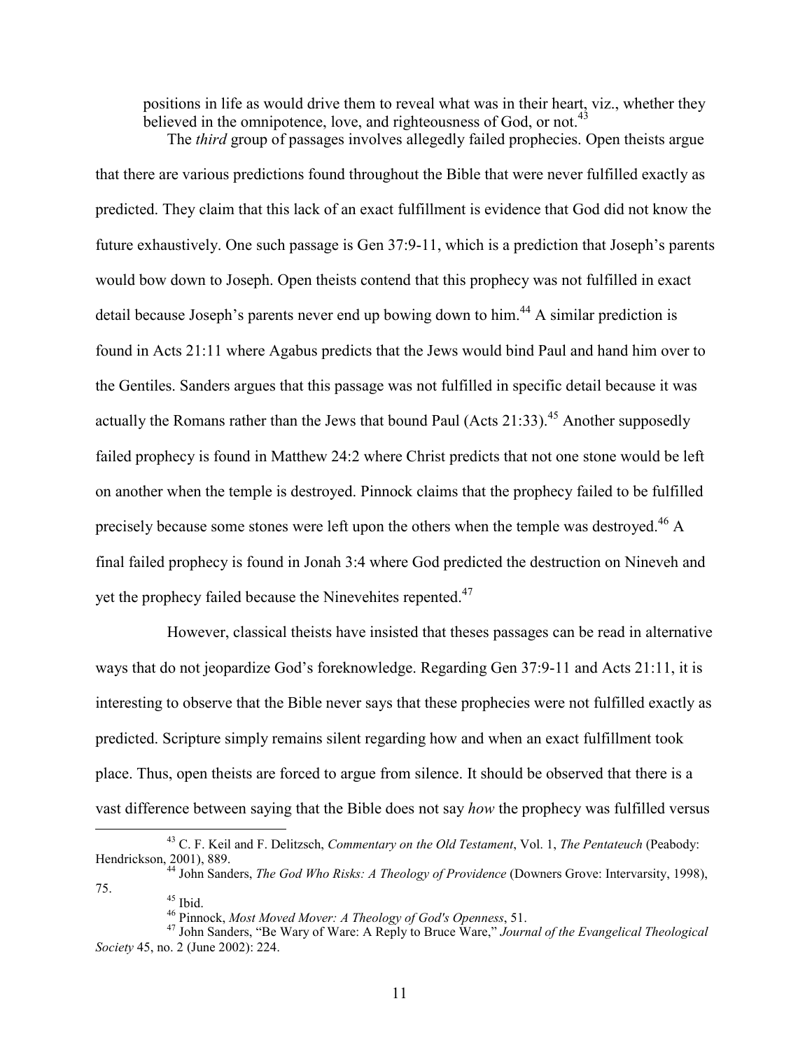positions in life as would drive them to reveal what was in their heart, viz., whether they believed in the omnipotence, love, and righteousness of God, or not.[43]

The *third* group of passages involves allegedly failed prophecies. Open theists argue that there are various predictions found throughout the Bible that were never fulfilled exactly as predicted. They claim that this lack of an exact fulfillment is evidence that God did not know the future exhaustively. One such passage is Gen 37:9-11, which is a prediction that Joseph's parents would bow down to Joseph. Open theists contend that this prophecy was not fulfilled in exact detail because Joseph's parents never end up bowing down to him.[44] A similar prediction is found in Acts 21:11 where Agabus predicts that the Jews would bind Paul and hand him over to the Gentiles. Sanders argues that this passage was not fulfilled in specific detail because it was actually the Romans rather than the Jews that bound Paul (Acts 21:33).[45] Another supposedly failed prophecy is found in Matthew 24:2 where Christ predicts that not one stone would be left on another when the temple is destroyed. Pinnock claims that the prophecy failed to be fulfilled precisely because some stones were left upon the others when the temple was destroyed.[46] A final failed prophecy is found in Jonah 3:4 where God predicted the destruction on Nineveh and yet the prophecy failed because the Ninevehites repented.[47]

However, classical theists have insisted that theses passages can be read in alternative ways that do not jeopardize God's foreknowledge. Regarding Gen 37:9-11 and Acts 21:11, it is interesting to observe that the Bible never says that these prophecies were not fulfilled exactly as predicted. Scripture simply remains silent regarding how and when an exact fulfillment took place. Thus, open theists are forced to argue from silence. It should be observed that there is a vast difference between saying that the Bible does not say *how* the prophecy was fulfilled versus

---

[43] C. F. Keil and F. Delitzsch, *Commentary on the Old Testament*, Vol. 1, *The Pentateuch* (Peabody: Hendrickson, 2001), 889.

[44] John Sanders, *The God Who Risks: A Theology of Providence* (Downers Grove: Intervarsity, 1998), 75.

[45] Ibid.

[46] Pinnock, *Most Moved Mover: A Theology of God's Openness*, 51.

[47] John Sanders, "Be Wary of Ware: A Reply to Bruce Ware," *Journal of the Evangelical Theological Society* 45, no. 2 (June 2002): 224.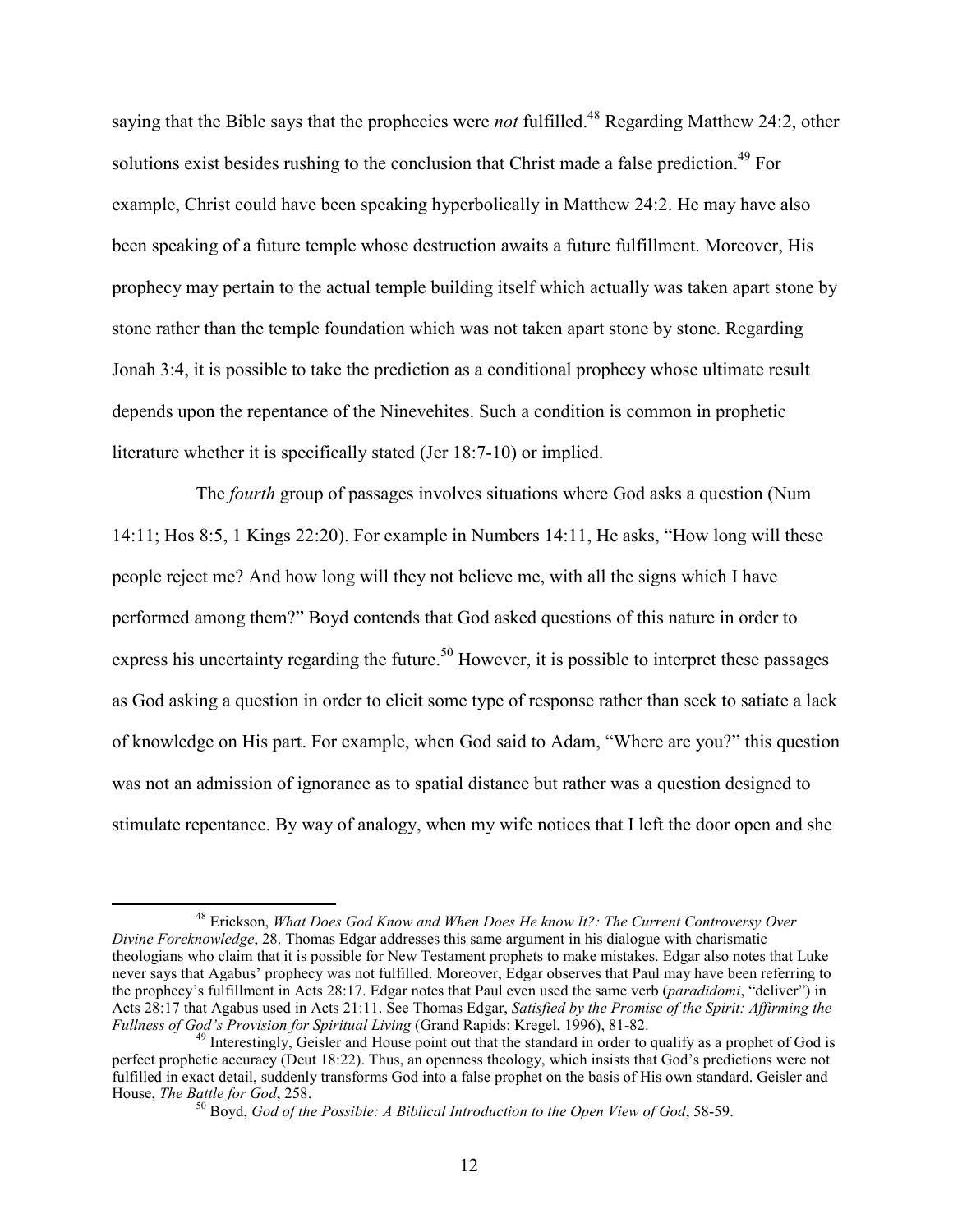saying that the Bible says that the prophecies were *not* fulfilled.[48] Regarding Matthew 24:2, other solutions exist besides rushing to the conclusion that Christ made a false prediction.[49] For example, Christ could have been speaking hyperbolically in Matthew 24:2. He may have also been speaking of a future temple whose destruction awaits a future fulfillment. Moreover, His prophecy may pertain to the actual temple building itself which actually was taken apart stone by stone rather than the temple foundation which was not taken apart stone by stone. Regarding Jonah 3:4, it is possible to take the prediction as a conditional prophecy whose ultimate result depends upon the repentance of the Ninevehites. Such a condition is common in prophetic literature whether it is specifically stated (Jer 18:7-10) or implied.

The *fourth* group of passages involves situations where God asks a question (Num 14:11; Hos 8:5, 1 Kings 22:20). For example in Numbers 14:11, He asks, "How long will these people reject me? And how long will they not believe me, with all the signs which I have performed among them?" Boyd contends that God asked questions of this nature in order to express his uncertainty regarding the future.[50] However, it is possible to interpret these passages as God asking a question in order to elicit some type of response rather than seek to satiate a lack of knowledge on His part. For example, when God said to Adam, "Where are you?" this question was not an admission of ignorance as to spatial distance but rather was a question designed to stimulate repentance. By way of analogy, when my wife notices that I left the door open and she

---

[48] Erickson, *What Does God Know and When Does He know It?: The Current Controversy Over Divine Foreknowledge*, 28. Thomas Edgar addresses this same argument in his dialogue with charismatic theologians who claim that it is possible for New Testament prophets to make mistakes. Edgar also notes that Luke never says that Agabus' prophecy was not fulfilled. Moreover, Edgar observes that Paul may have been referring to the prophecy's fulfillment in Acts 28:17. Edgar notes that Paul even used the same verb (*paradidomi*, "deliver") in Acts 28:17 that Agabus used in Acts 21:11. See Thomas Edgar, *Satisfied by the Promise of the Spirit: Affirming the Fullness of God's Provision for Spiritual Living* (Grand Rapids: Kregel, 1996), 81-82.

[49] Interestingly, Geisler and House point out that the standard in order to qualify as a prophet of God is perfect prophetic accuracy (Deut 18:22). Thus, an openness theology, which insists that God's predictions were not fulfilled in exact detail, suddenly transforms God into a false prophet on the basis of His own standard. Geisler and House, *The Battle for God*, 258.

[50] Boyd, *God of the Possible: A Biblical Introduction to the Open View of God*, 58-59.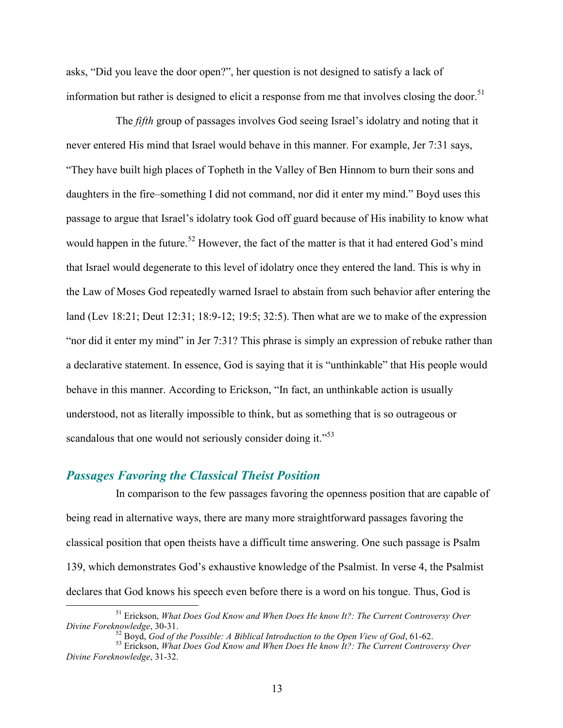asks, "Did you leave the door open?", her question is not designed to satisfy a lack of information but rather is designed to elicit a response from me that involves closing the door.[51]

The *fifth* group of passages involves God seeing Israel's idolatry and noting that it never entered His mind that Israel would behave in this manner. For example, Jer 7:31 says, "They have built high places of Topheth in the Valley of Ben Hinnom to burn their sons and daughters in the fire–something I did not command, nor did it enter my mind." Boyd uses this passage to argue that Israel's idolatry took God off guard because of His inability to know what would happen in the future.[52] However, the fact of the matter is that it had entered God's mind that Israel would degenerate to this level of idolatry once they entered the land. This is why in the Law of Moses God repeatedly warned Israel to abstain from such behavior after entering the land (Lev 18:21; Deut 12:31; 18:9-12; 19:5; 32:5). Then what are we to make of the expression "nor did it enter my mind" in Jer 7:31? This phrase is simply an expression of rebuke rather than a declarative statement. In essence, God is saying that it is "unthinkable" that His people would behave in this manner. According to Erickson, "In fact, an unthinkable action is usually understood, not as literally impossible to think, but as something that is so outrageous or scandalous that one would not seriously consider doing it."[53]

## *Passages Favoring the Classical Theist Position*

In comparison to the few passages favoring the openness position that are capable of being read in alternative ways, there are many more straightforward passages favoring the classical position that open theists have a difficult time answering. One such passage is Psalm 139, which demonstrates God's exhaustive knowledge of the Psalmist. In verse 4, the Psalmist declares that God knows his speech even before there is a word on his tongue. Thus, God is

---

[51] Erickson, *What Does God Know and When Does He know It?: The Current Controversy Over Divine Foreknowledge*, 30-31.

[52] Boyd, *God of the Possible: A Biblical Introduction to the Open View of God*, 61-62.

[53] Erickson, *What Does God Know and When Does He know It?: The Current Controversy Over Divine Foreknowledge*, 31-32.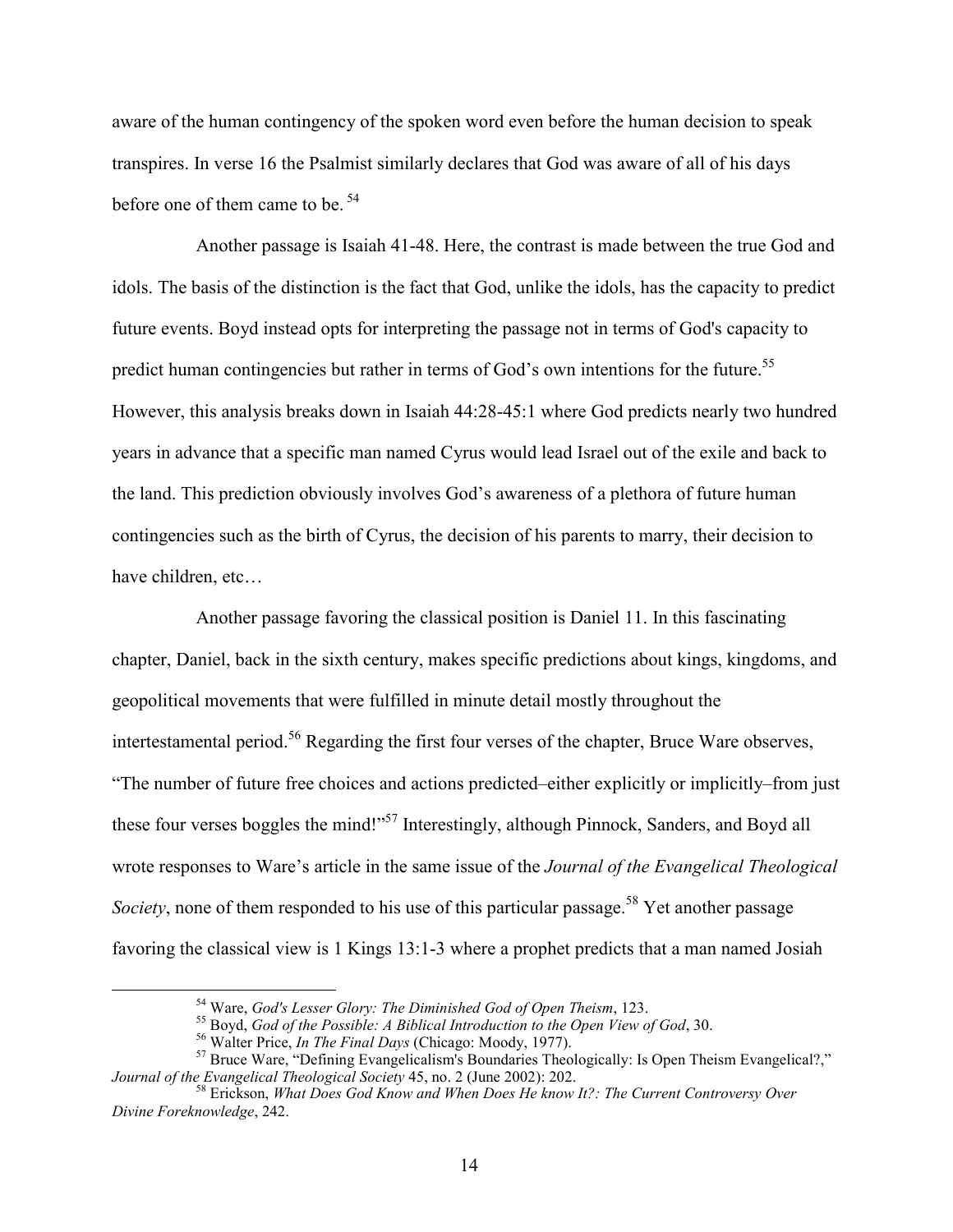aware of the human contingency of the spoken word even before the human decision to speak transpires. In verse 16 the Psalmist similarly declares that God was aware of all of his days before one of them came to be. [54]

Another passage is Isaiah 41-48. Here, the contrast is made between the true God and idols. The basis of the distinction is the fact that God, unlike the idols, has the capacity to predict future events. Boyd instead opts for interpreting the passage not in terms of God's capacity to predict human contingencies but rather in terms of God's own intentions for the future.[55] However, this analysis breaks down in Isaiah 44:28-45:1 where God predicts nearly two hundred years in advance that a specific man named Cyrus would lead Israel out of the exile and back to the land. This prediction obviously involves God's awareness of a plethora of future human contingencies such as the birth of Cyrus, the decision of his parents to marry, their decision to have children, etc…

Another passage favoring the classical position is Daniel 11. In this fascinating chapter, Daniel, back in the sixth century, makes specific predictions about kings, kingdoms, and geopolitical movements that were fulfilled in minute detail mostly throughout the intertestamental period.[56] Regarding the first four verses of the chapter, Bruce Ware observes, "The number of future free choices and actions predicted–either explicitly or implicitly–from just these four verses boggles the mind!"[57] Interestingly, although Pinnock, Sanders, and Boyd all wrote responses to Ware's article in the same issue of the *Journal of the Evangelical Theological Society*, none of them responded to his use of this particular passage.[58] Yet another passage favoring the classical view is 1 Kings 13:1-3 where a prophet predicts that a man named Josiah

---

[54] Ware, *God's Lesser Glory: The Diminished God of Open Theism*, 123.

[55] Boyd, *God of the Possible: A Biblical Introduction to the Open View of God*, 30.

[56] Walter Price, *In The Final Days* (Chicago: Moody, 1977).

[57] Bruce Ware, "Defining Evangelicalism's Boundaries Theologically: Is Open Theism Evangelical?," *Journal of the Evangelical Theological Society* 45, no. 2 (June 2002): 202.

[58] Erickson, *What Does God Know and When Does He know It?: The Current Controversy Over Divine Foreknowledge*, 242.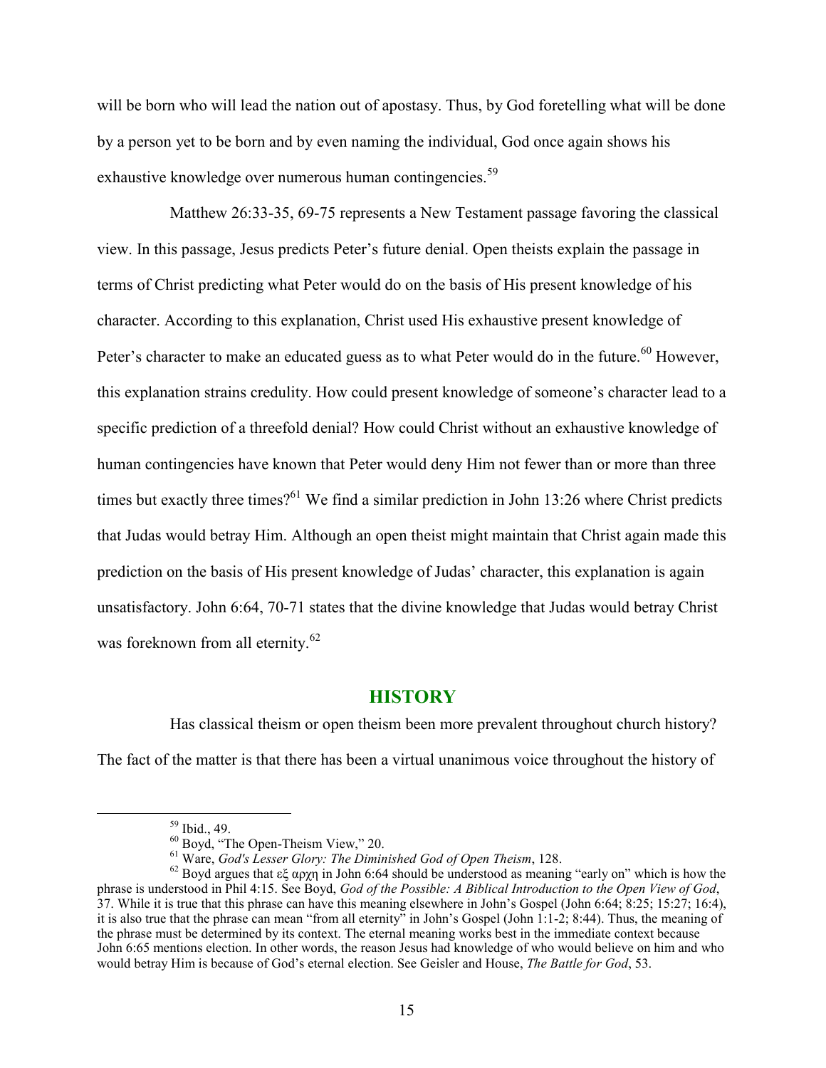will be born who will lead the nation out of apostasy. Thus, by God foretelling what will be done by a person yet to be born and by even naming the individual, God once again shows his exhaustive knowledge over numerous human contingencies.[59]

Matthew 26:33-35, 69-75 represents a New Testament passage favoring the classical view. In this passage, Jesus predicts Peter's future denial. Open theists explain the passage in terms of Christ predicting what Peter would do on the basis of His present knowledge of his character. According to this explanation, Christ used His exhaustive present knowledge of Peter's character to make an educated guess as to what Peter would do in the future.[60] However, this explanation strains credulity. How could present knowledge of someone's character lead to a specific prediction of a threefold denial? How could Christ without an exhaustive knowledge of human contingencies have known that Peter would deny Him not fewer than or more than three times but exactly three times?[61] We find a similar prediction in John 13:26 where Christ predicts that Judas would betray Him. Although an open theist might maintain that Christ again made this prediction on the basis of His present knowledge of Judas' character, this explanation is again unsatisfactory. John 6:64, 70-71 states that the divine knowledge that Judas would betray Christ was foreknown from all eternity.[62]

## HISTORY

Has classical theism or open theism been more prevalent throughout church history? The fact of the matter is that there has been a virtual unanimous voice throughout the history of

---

[59] Ibid., 49.

[60] Boyd, "The Open-Theism View," 20.

[61] Ware, *God's Lesser Glory: The Diminished God of Open Theism*, 128.

[62] Boyd argues that εξ αρχη in John 6:64 should be understood as meaning "early on" which is how the phrase is understood in Phil 4:15. See Boyd, *God of the Possible: A Biblical Introduction to the Open View of God*, 37. While it is true that this phrase can have this meaning elsewhere in John's Gospel (John 6:64; 8:25; 15:27; 16:4), it is also true that the phrase can mean "from all eternity" in John's Gospel (John 1:1-2; 8:44). Thus, the meaning of the phrase must be determined by its context. The eternal meaning works best in the immediate context because John 6:65 mentions election. In other words, the reason Jesus had knowledge of who would believe on him and who would betray Him is because of God's eternal election. See Geisler and House, *The Battle for God*, 53.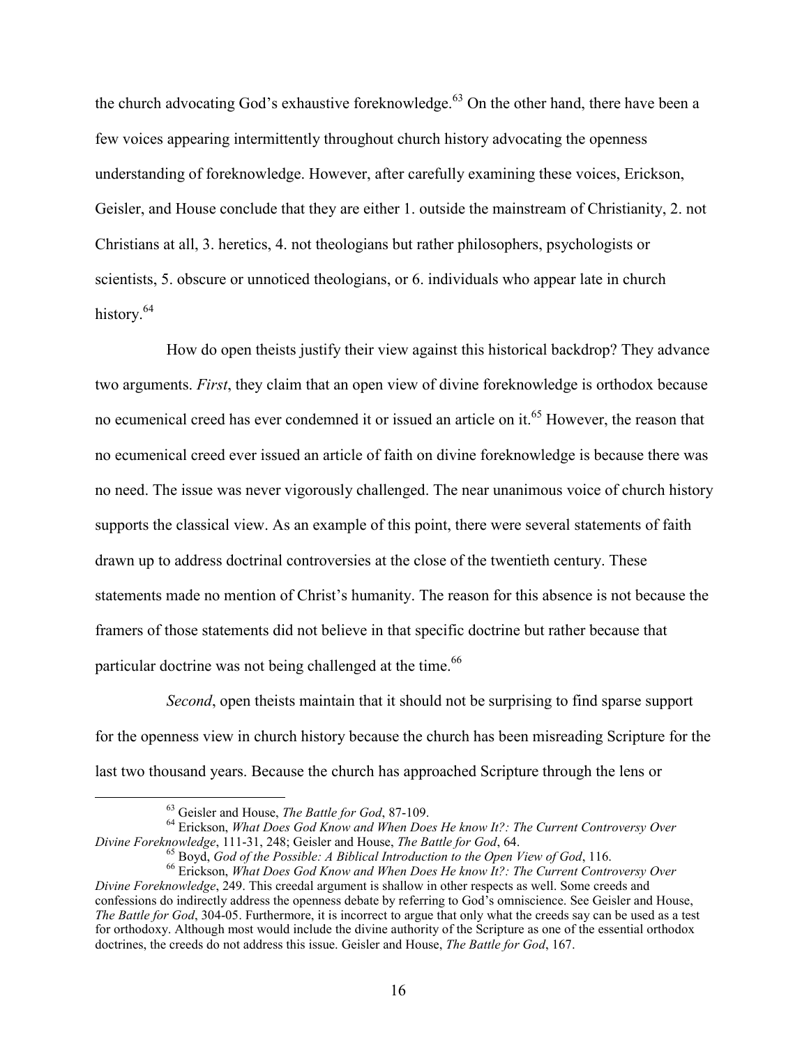the church advocating God's exhaustive foreknowledge.[63] On the other hand, there have been a few voices appearing intermittently throughout church history advocating the openness understanding of foreknowledge. However, after carefully examining these voices, Erickson, Geisler, and House conclude that they are either 1. outside the mainstream of Christianity, 2. not Christians at all, 3. heretics, 4. not theologians but rather philosophers, psychologists or scientists, 5. obscure or unnoticed theologians, or 6. individuals who appear late in church history.[64]

How do open theists justify their view against this historical backdrop? They advance two arguments. *First*, they claim that an open view of divine foreknowledge is orthodox because no ecumenical creed has ever condemned it or issued an article on it.[65] However, the reason that no ecumenical creed ever issued an article of faith on divine foreknowledge is because there was no need. The issue was never vigorously challenged. The near unanimous voice of church history supports the classical view. As an example of this point, there were several statements of faith drawn up to address doctrinal controversies at the close of the twentieth century. These statements made no mention of Christ's humanity. The reason for this absence is not because the framers of those statements did not believe in that specific doctrine but rather because that particular doctrine was not being challenged at the time.[66]

*Second*, open theists maintain that it should not be surprising to find sparse support for the openness view in church history because the church has been misreading Scripture for the last two thousand years. Because the church has approached Scripture through the lens or

---

[63] Geisler and House, *The Battle for God*, 87-109.

[64] Erickson, *What Does God Know and When Does He know It?: The Current Controversy Over Divine Foreknowledge*, 111-31, 248; Geisler and House, *The Battle for God*, 64.

[65] Boyd, *God of the Possible: A Biblical Introduction to the Open View of God*, 116.

[66] Erickson, *What Does God Know and When Does He know It?: The Current Controversy Over Divine Foreknowledge*, 249. This creedal argument is shallow in other respects as well. Some creeds and confessions do indirectly address the openness debate by referring to God's omniscience. See Geisler and House, *The Battle for God*, 304-05. Furthermore, it is incorrect to argue that only what the creeds say can be used as a test for orthodoxy. Although most would include the divine authority of the Scripture as one of the essential orthodox doctrines, the creeds do not address this issue. Geisler and House, *The Battle for God*, 167.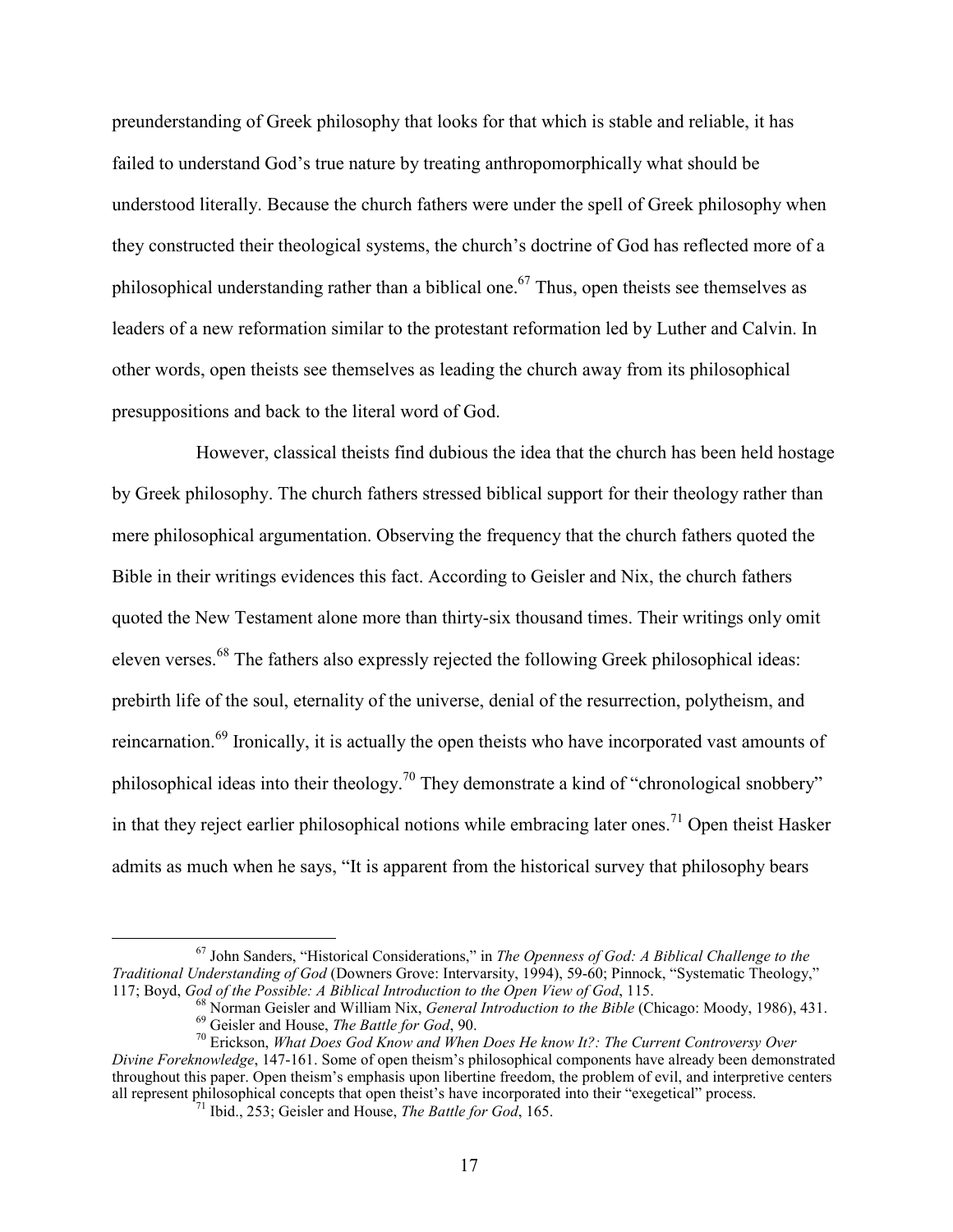preunderstanding of Greek philosophy that looks for that which is stable and reliable, it has failed to understand God's true nature by treating anthropomorphically what should be understood literally. Because the church fathers were under the spell of Greek philosophy when they constructed their theological systems, the church's doctrine of God has reflected more of a philosophical understanding rather than a biblical one.[67] Thus, open theists see themselves as leaders of a new reformation similar to the protestant reformation led by Luther and Calvin. In other words, open theists see themselves as leading the church away from its philosophical presuppositions and back to the literal word of God.

However, classical theists find dubious the idea that the church has been held hostage by Greek philosophy. The church fathers stressed biblical support for their theology rather than mere philosophical argumentation. Observing the frequency that the church fathers quoted the Bible in their writings evidences this fact. According to Geisler and Nix, the church fathers quoted the New Testament alone more than thirty-six thousand times. Their writings only omit eleven verses.[68] The fathers also expressly rejected the following Greek philosophical ideas: prebirth life of the soul, eternality of the universe, denial of the resurrection, polytheism, and reincarnation.[69] Ironically, it is actually the open theists who have incorporated vast amounts of philosophical ideas into their theology.[70] They demonstrate a kind of "chronological snobbery" in that they reject earlier philosophical notions while embracing later ones.[71] Open theist Hasker admits as much when he says, "It is apparent from the historical survey that philosophy bears

---

[67] John Sanders, "Historical Considerations," in *The Openness of God: A Biblical Challenge to the Traditional Understanding of God* (Downers Grove: Intervarsity, 1994), 59-60; Pinnock, "Systematic Theology," 117; Boyd, *God of the Possible: A Biblical Introduction to the Open View of God*, 115.

[68] Norman Geisler and William Nix, *General Introduction to the Bible* (Chicago: Moody, 1986), 431.

[69] Geisler and House, *The Battle for God*, 90.

[70] Erickson, *What Does God Know and When Does He know It?: The Current Controversy Over Divine Foreknowledge*, 147-161. Some of open theism's philosophical components have already been demonstrated throughout this paper. Open theism's emphasis upon libertine freedom, the problem of evil, and interpretive centers all represent philosophical concepts that open theist's have incorporated into their "exegetical" process.

[71] Ibid., 253; Geisler and House, *The Battle for God*, 165.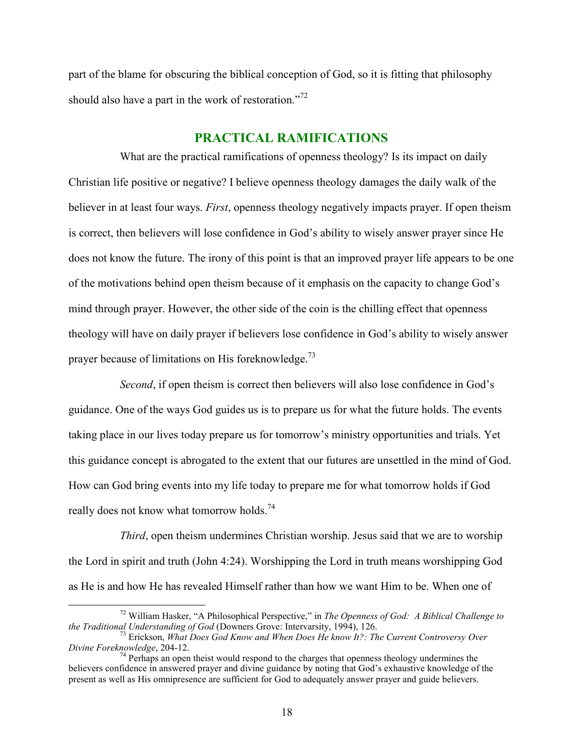part of the blame for obscuring the biblical conception of God, so it is fitting that philosophy should also have a part in the work of restoration."[72]

## PRACTICAL RAMIFICATIONS

What are the practical ramifications of openness theology? Is its impact on daily Christian life positive or negative? I believe openness theology damages the daily walk of the believer in at least four ways. *First*, openness theology negatively impacts prayer. If open theism is correct, then believers will lose confidence in God's ability to wisely answer prayer since He does not know the future. The irony of this point is that an improved prayer life appears to be one of the motivations behind open theism because of it emphasis on the capacity to change God's mind through prayer. However, the other side of the coin is the chilling effect that openness theology will have on daily prayer if believers lose confidence in God's ability to wisely answer prayer because of limitations on His foreknowledge.[73]

*Second*, if open theism is correct then believers will also lose confidence in God's guidance. One of the ways God guides us is to prepare us for what the future holds. The events taking place in our lives today prepare us for tomorrow's ministry opportunities and trials. Yet this guidance concept is abrogated to the extent that our futures are unsettled in the mind of God. How can God bring events into my life today to prepare me for what tomorrow holds if God really does not know what tomorrow holds.[74]

*Third*, open theism undermines Christian worship. Jesus said that we are to worship the Lord in spirit and truth (John 4:24). Worshipping the Lord in truth means worshipping God as He is and how He has revealed Himself rather than how we want Him to be. When one of

---

[72] William Hasker, "A Philosophical Perspective," in *The Openness of God: A Biblical Challenge to the Traditional Understanding of God* (Downers Grove: Intervarsity, 1994), 126.

[73] Erickson, *What Does God Know and When Does He know It?: The Current Controversy Over Divine Foreknowledge*, 204-12.

[74] Perhaps an open theist would respond to the charges that openness theology undermines the believers confidence in answered prayer and divine guidance by noting that God's exhaustive knowledge of the present as well as His omnipresence are sufficient for God to adequately answer prayer and guide believers.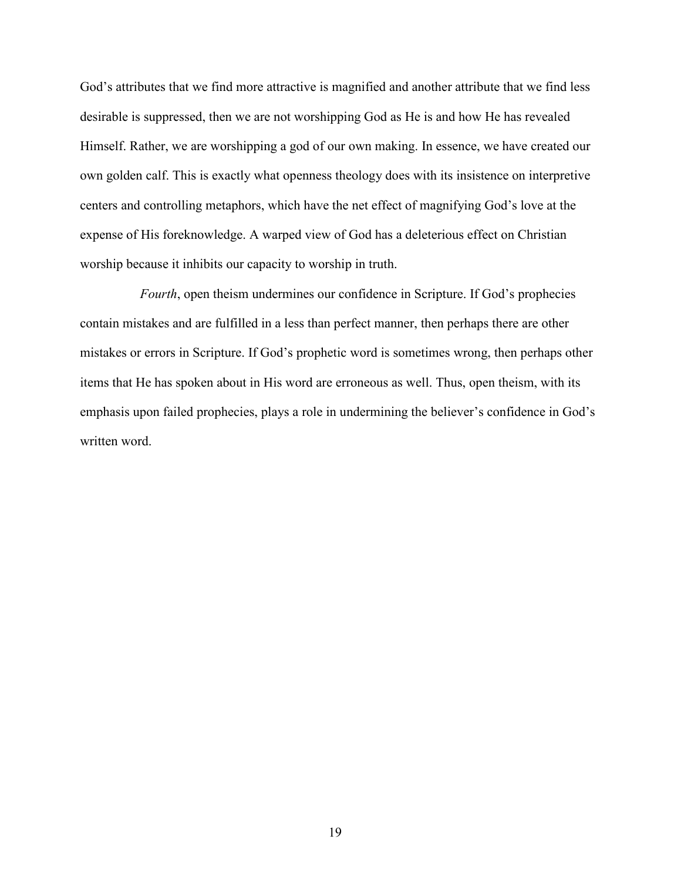God's attributes that we find more attractive is magnified and another attribute that we find less desirable is suppressed, then we are not worshipping God as He is and how He has revealed Himself. Rather, we are worshipping a god of our own making. In essence, we have created our own golden calf. This is exactly what openness theology does with its insistence on interpretive centers and controlling metaphors, which have the net effect of magnifying God's love at the expense of His foreknowledge. A warped view of God has a deleterious effect on Christian worship because it inhibits our capacity to worship in truth.

*Fourth*, open theism undermines our confidence in Scripture. If God's prophecies contain mistakes and are fulfilled in a less than perfect manner, then perhaps there are other mistakes or errors in Scripture. If God's prophetic word is sometimes wrong, then perhaps other items that He has spoken about in His word are erroneous as well. Thus, open theism, with its emphasis upon failed prophecies, plays a role in undermining the believer's confidence in God's written word.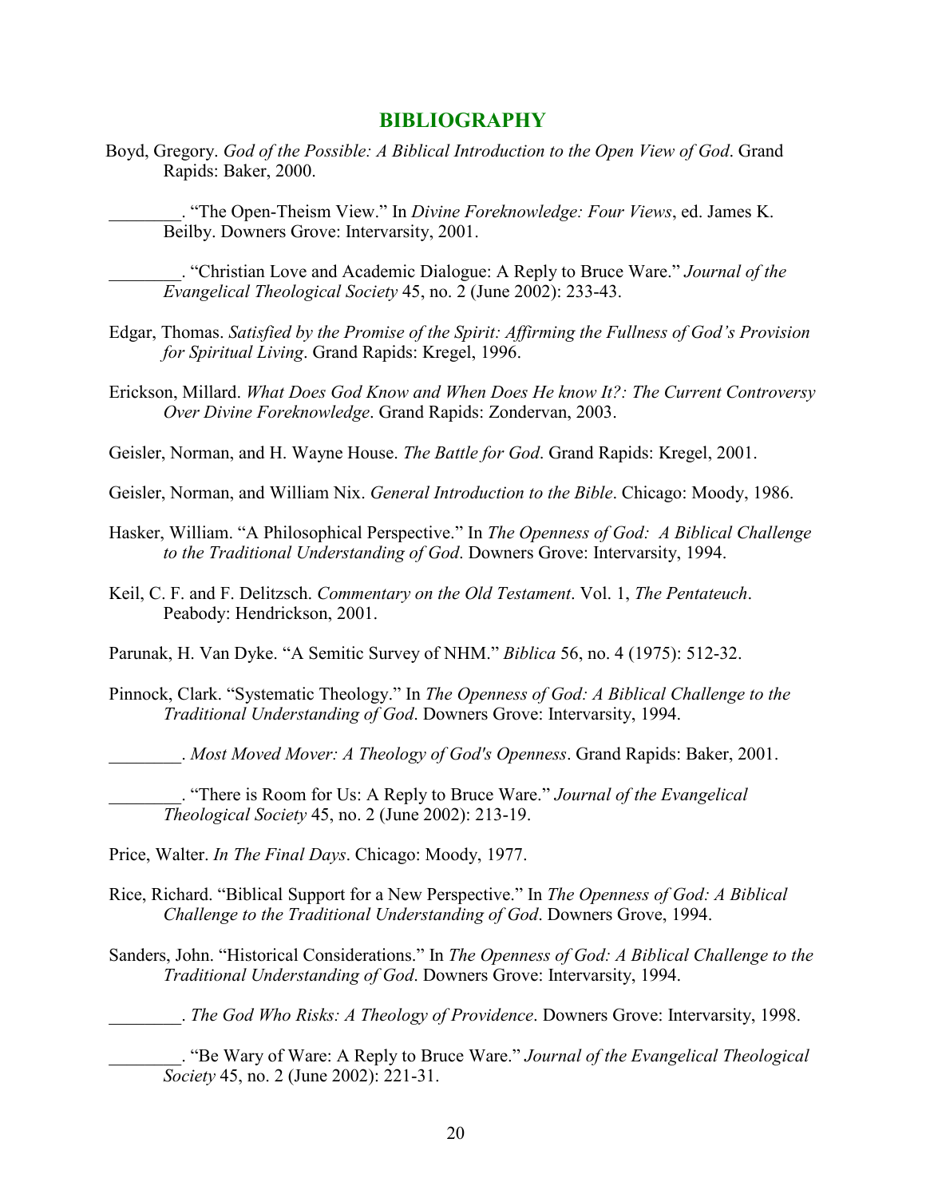# BIBLIOGRAPHY

Boyd, Gregory. *God of the Possible: A Biblical Introduction to the Open View of God*. Grand Rapids: Baker, 2000.

________. "The Open-Theism View." In *Divine Foreknowledge: Four Views*, ed. James K. Beilby. Downers Grove: Intervarsity, 2001.

________. "Christian Love and Academic Dialogue: A Reply to Bruce Ware." *Journal of the Evangelical Theological Society* 45, no. 2 (June 2002): 233-43.

Edgar, Thomas. *Satisfied by the Promise of the Spirit: Affirming the Fullness of God's Provision for Spiritual Living*. Grand Rapids: Kregel, 1996.

Erickson, Millard. *What Does God Know and When Does He know It?: The Current Controversy Over Divine Foreknowledge*. Grand Rapids: Zondervan, 2003.

Geisler, Norman, and H. Wayne House. *The Battle for God*. Grand Rapids: Kregel, 2001.

Geisler, Norman, and William Nix. *General Introduction to the Bible*. Chicago: Moody, 1986.

Hasker, William. "A Philosophical Perspective." In *The Openness of God: A Biblical Challenge to the Traditional Understanding of God*. Downers Grove: Intervarsity, 1994.

Keil, C. F. and F. Delitzsch. *Commentary on the Old Testament*. Vol. 1, *The Pentateuch*. Peabody: Hendrickson, 2001.

Parunak, H. Van Dyke. "A Semitic Survey of NHM." *Biblica* 56, no. 4 (1975): 512-32.

Pinnock, Clark. "Systematic Theology." In *The Openness of God: A Biblical Challenge to the Traditional Understanding of God*. Downers Grove: Intervarsity, 1994.

________. *Most Moved Mover: A Theology of God's Openness*. Grand Rapids: Baker, 2001.

________. "There is Room for Us: A Reply to Bruce Ware." *Journal of the Evangelical Theological Society* 45, no. 2 (June 2002): 213-19.

Price, Walter. *In The Final Days*. Chicago: Moody, 1977.

Rice, Richard. "Biblical Support for a New Perspective." In *The Openness of God: A Biblical Challenge to the Traditional Understanding of God*. Downers Grove, 1994.

Sanders, John. "Historical Considerations." In *The Openness of God: A Biblical Challenge to the Traditional Understanding of God*. Downers Grove: Intervarsity, 1994.

________. *The God Who Risks: A Theology of Providence*. Downers Grove: Intervarsity, 1998.

________. "Be Wary of Ware: A Reply to Bruce Ware." *Journal of the Evangelical Theological Society* 45, no. 2 (June 2002): 221-31.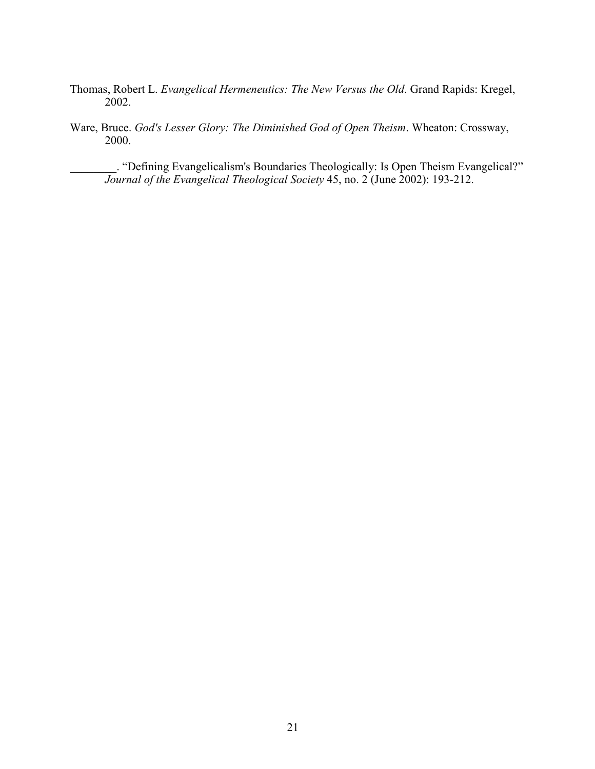Thomas, Robert L. *Evangelical Hermeneutics: The New Versus the Old*. Grand Rapids: Kregel, 2002.

Ware, Bruce. *God's Lesser Glory: The Diminished God of Open Theism*. Wheaton: Crossway, 2000.

________. "Defining Evangelicalism's Boundaries Theologically: Is Open Theism Evangelical?" *Journal of the Evangelical Theological Society* 45, no. 2 (June 2002): 193-212.